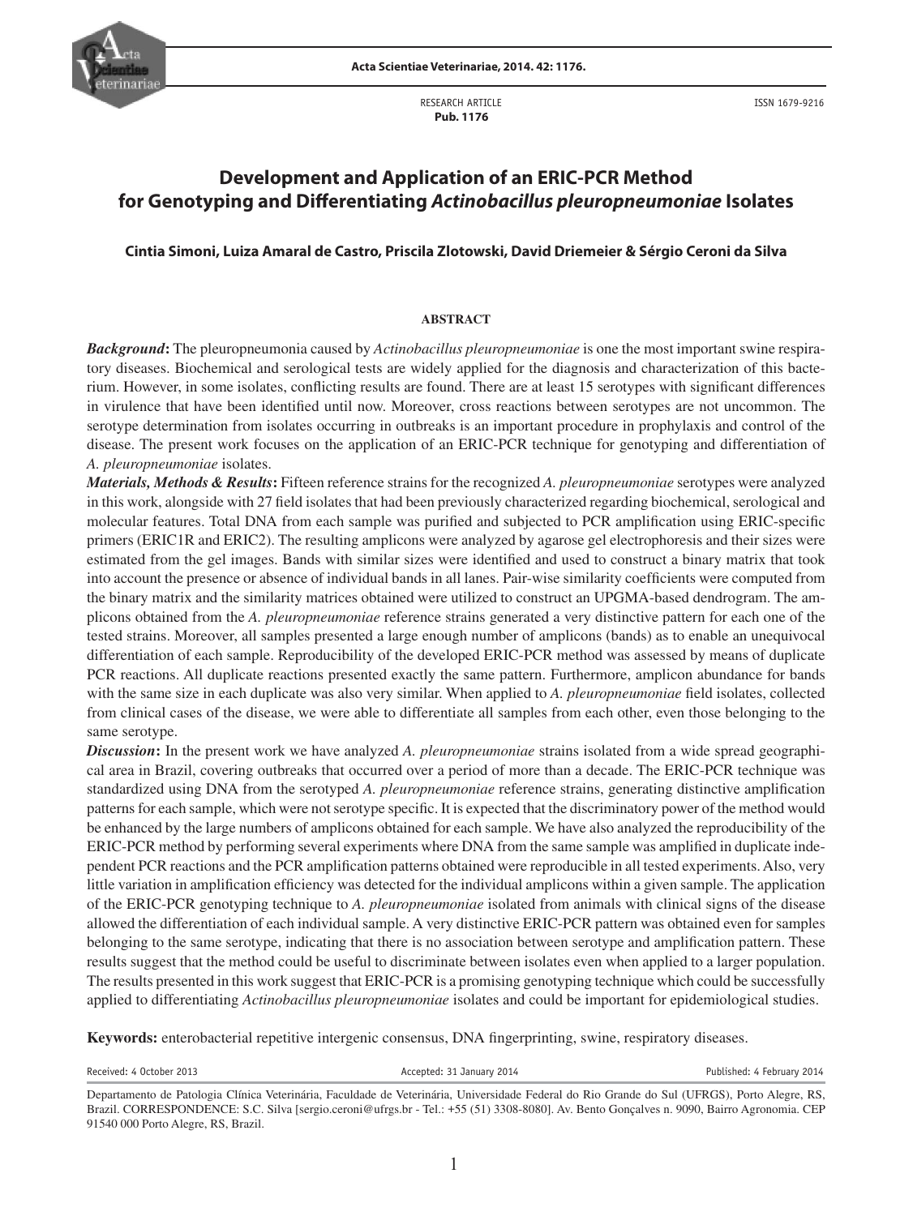RESEARCH ARTICLE
**Pub. 1176**

ISSN 1679-9216

# Development and Application of an ERIC-PCR Method for Genotyping and Differentiating *Actinobacillus pleuropneumoniae* Isolates

**Cintia Simoni, Luiza Amaral de Castro, Priscila Zlotowski, David Driemeier & Sérgio Ceroni da Silva**

## ABSTRACT

***Background*:** The pleuropneumonia caused by *Actinobacillus pleuropneumoniae* is one the most important swine respiratory diseases. Biochemical and serological tests are widely applied for the diagnosis and characterization of this bacterium. However, in some isolates, conflicting results are found. There are at least 15 serotypes with significant differences in virulence that have been identified until now. Moreover, cross reactions between serotypes are not uncommon. The serotype determination from isolates occurring in outbreaks is an important procedure in prophylaxis and control of the disease. The present work focuses on the application of an ERIC-PCR technique for genotyping and differentiation of *A. pleuropneumoniae* isolates.

***Materials, Methods & Results*:** Fifteen reference strains for the recognized *A. pleuropneumoniae* serotypes were analyzed in this work, alongside with 27 field isolates that had been previously characterized regarding biochemical, serological and molecular features. Total DNA from each sample was purified and subjected to PCR amplification using ERIC-specific primers (ERIC1R and ERIC2). The resulting amplicons were analyzed by agarose gel electrophoresis and their sizes were estimated from the gel images. Bands with similar sizes were identified and used to construct a binary matrix that took into account the presence or absence of individual bands in all lanes. Pair-wise similarity coefficients were computed from the binary matrix and the similarity matrices obtained were utilized to construct an UPGMA-based dendrogram. The amplicons obtained from the *A. pleuropneumoniae* reference strains generated a very distinctive pattern for each one of the tested strains. Moreover, all samples presented a large enough number of amplicons (bands) as to enable an unequivocal differentiation of each sample. Reproducibility of the developed ERIC-PCR method was assessed by means of duplicate PCR reactions. All duplicate reactions presented exactly the same pattern. Furthermore, amplicon abundance for bands with the same size in each duplicate was also very similar. When applied to *A. pleuropneumoniae* field isolates, collected from clinical cases of the disease, we were able to differentiate all samples from each other, even those belonging to the same serotype.

***Discussion*:** In the present work we have analyzed *A. pleuropneumoniae* strains isolated from a wide spread geographical area in Brazil, covering outbreaks that occurred over a period of more than a decade. The ERIC-PCR technique was standardized using DNA from the serotyped *A. pleuropneumoniae* reference strains, generating distinctive amplification patterns for each sample, which were not serotype specific. It is expected that the discriminatory power of the method would be enhanced by the large numbers of amplicons obtained for each sample. We have also analyzed the reproducibility of the ERIC-PCR method by performing several experiments where DNA from the same sample was amplified in duplicate independent PCR reactions and the PCR amplification patterns obtained were reproducible in all tested experiments. Also, very little variation in amplification efficiency was detected for the individual amplicons within a given sample. The application of the ERIC-PCR genotyping technique to *A. pleuropneumoniae* isolated from animals with clinical signs of the disease allowed the differentiation of each individual sample. A very distinctive ERIC-PCR pattern was obtained even for samples belonging to the same serotype, indicating that there is no association between serotype and amplification pattern. These results suggest that the method could be useful to discriminate between isolates even when applied to a larger population. The results presented in this work suggest that ERIC-PCR is a promising genotyping technique which could be successfully applied to differentiating *Actinobacillus pleuropneumoniae* isolates and could be important for epidemiological studies.

**Keywords:** enterobacterial repetitive intergenic consensus, DNA fingerprinting, swine, respiratory diseases.

Received: 4 October 2013 | Accepted: 31 January 2014 | Published: 4 February 2014

Departamento de Patologia Clínica Veterinária, Faculdade de Veterinária, Universidade Federal do Rio Grande do Sul (UFRGS), Porto Alegre, RS, Brazil. CORRESPONDENCE: S.C. Silva [sergio.ceroni@ufrgs.br - Tel.: +55 (51) 3308-8080]. Av. Bento Gonçalves n. 9090, Bairro Agronomia. CEP 91540 000 Porto Alegre, RS, Brazil.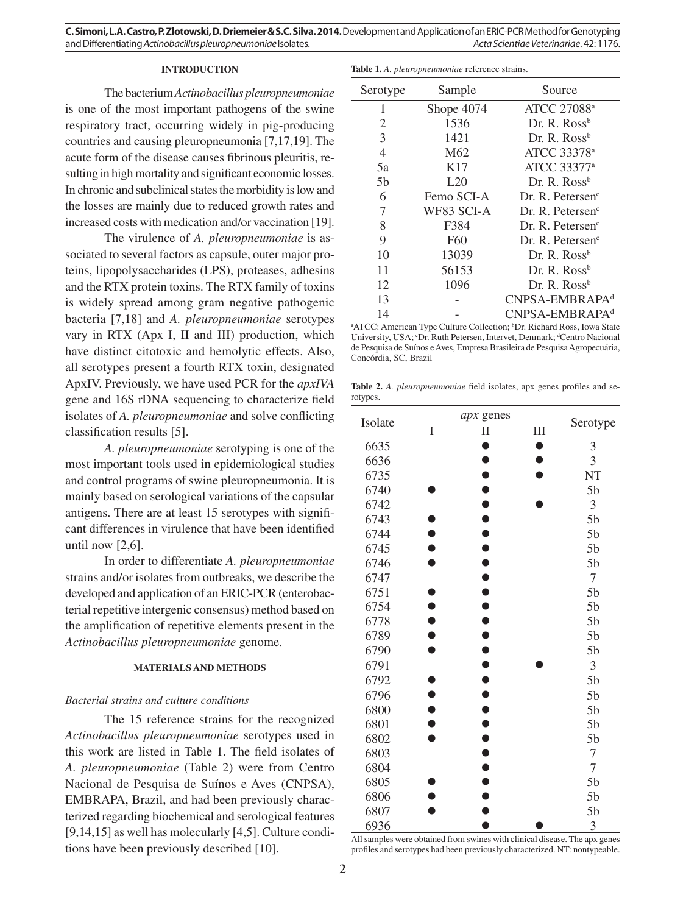## INTRODUCTION

The bacterium *Actinobacillus pleuropneumoniae* is one of the most important pathogens of the swine respiratory tract, occurring widely in pig-producing countries and causing pleuropneumonia [7,17,19]. The acute form of the disease causes fibrinous pleuritis, resulting in high mortality and significant economic losses. In chronic and subclinical states the morbidity is low and the losses are mainly due to reduced growth rates and increased costs with medication and/or vaccination [19].

The virulence of *A. pleuropneumoniae* is associated to several factors as capsule, outer major proteins, lipopolysaccharides (LPS), proteases, adhesins and the RTX protein toxins. The RTX family of toxins is widely spread among gram negative pathogenic bacteria [7,18] and *A. pleuropneumoniae* serotypes vary in RTX (Apx I, II and III) production, which have distinct citotoxic and hemolytic effects. Also, all serotypes present a fourth RTX toxin, designated ApxIV. Previously, we have used PCR for the *apxIVA* gene and 16S rDNA sequencing to characterize field isolates of *A. pleuropneumoniae* and solve conflicting classification results [5].

*A. pleuropneumoniae* serotyping is one of the most important tools used in epidemiological studies and control programs of swine pleuropneumonia. It is mainly based on serological variations of the capsular antigens. There are at least 15 serotypes with significant differences in virulence that have been identified until now [2,6].

In order to differentiate *A. pleuropneumoniae* strains and/or isolates from outbreaks, we describe the developed and application of an ERIC-PCR (enterobacterial repetitive intergenic consensus) method based on the amplification of repetitive elements present in the *Actinobacillus pleuropneumoniae* genome.

## MATERIALS AND METHODS

### *Bacterial strains and culture conditions*

The 15 reference strains for the recognized *Actinobacillus pleuropneumoniae* serotypes used in this work are listed in Table 1. The field isolates of *A. pleuropneumoniae* (Table 2) were from Centro Nacional de Pesquisa de Suínos e Aves (CNPSA), EMBRAPA, Brazil, and had been previously characterized regarding biochemical and serological features [9,14,15] as well has molecularly [4,5]. Culture conditions have been previously described [10].

**Table 1.** *A. pleuropneumoniae* reference strains.

| Serotype | Sample | Source |
|---|---|---|
| 1 | Shope 4074 | ATCC 27088[a] |
| 2 | 1536 | Dr. R. Ross[b] |
| 3 | 1421 | Dr. R. Ross[b] |
| 4 | M62 | ATCC 33378[a] |
| 5a | K17 | ATCC 33377[a] |
| 5b | L20 | Dr. R. Ross[b] |
| 6 | Femo SCI-A | Dr. R. Petersen[c] |
| 7 | WF83 SCI-A | Dr. R. Petersen[c] |
| 8 | F384 | Dr. R. Petersen[c] |
| 9 | F60 | Dr. R. Petersen[c] |
| 10 | 13039 | Dr. R. Ross[b] |
| 11 | 56153 | Dr. R. Ross[b] |
| 12 | 1096 | Dr. R. Ross[b] |
| 13 | - | CNPSA-EMBRAPA[d] |
| 14 | - | CNPSA-EMBRAPA[d] |

[a]ATCC: American Type Culture Collection; [b]Dr. Richard Ross, Iowa State University, USA; [c]Dr. Ruth Petersen, Intervet, Denmark; [d]Centro Nacional de Pesquisa de Suínos e Aves, Empresa Brasileira de Pesquisa Agropecuária, Concórdia, SC, Brazil

**Table 2.** *A. pleuropneumoniae* field isolates, apx genes profiles and serotypes.

| Isolate | *apx* genes | | | Serotype |
|---|---|---|---|---|
| | I | II | III | |
| 6635 | | ● | ● | 3 |
| 6636 | | ● | ● | 3 |
| 6735 | | ● | ● | NT |
| 6740 | ● | ● | | 5b |
| 6742 | | ● | ● | 3 |
| 6743 | ● | ● | | 5b |
| 6744 | ● | ● | | 5b |
| 6745 | ● | ● | | 5b |
| 6746 | ● | ● | | 5b |
| 6747 | | ● | | 7 |
| 6751 | ● | ● | | 5b |
| 6754 | ● | ● | | 5b |
| 6778 | ● | ● | | 5b |
| 6789 | ● | ● | | 5b |
| 6790 | ● | ● | | 5b |
| 6791 | | ● | ● | 3 |
| 6792 | ● | ● | | 5b |
| 6796 | ● | ● | | 5b |
| 6800 | ● | ● | | 5b |
| 6801 | ● | ● | | 5b |
| 6802 | ● | ● | | 5b |
| 6803 | | ● | | 7 |
| 6804 | | ● | | 7 |
| 6805 | ● | ● | | 5b |
| 6806 | ● | ● | | 5b |
| 6807 | ● | ● | | 5b |
| 6936 | | ● | ● | 3 |

All samples were obtained from swines with clinical disease. The apx genes profiles and serotypes had been previously characterized. NT: nontypeable.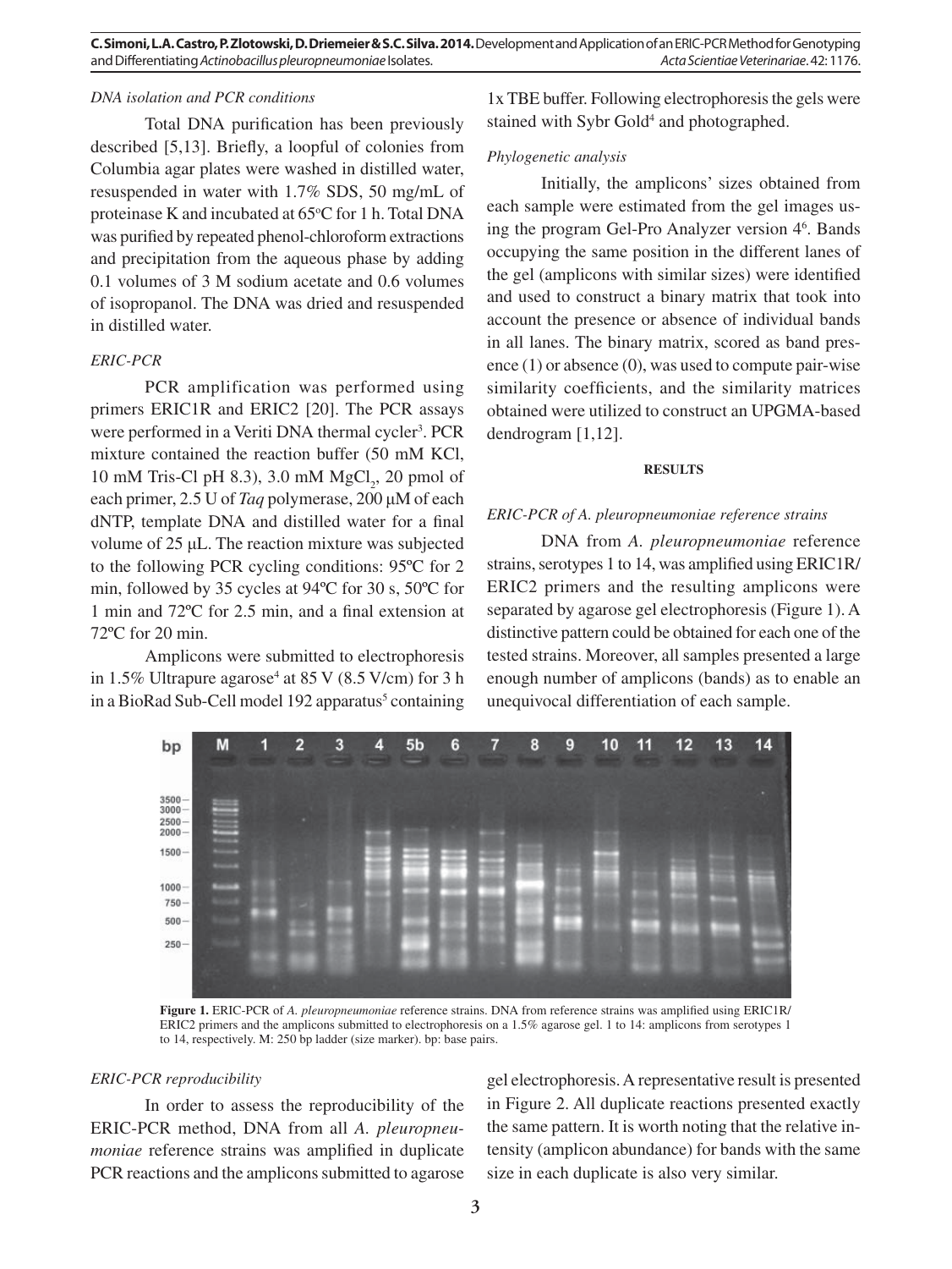*DNA isolation and PCR conditions*

Total DNA purification has been previously described [5,13]. Briefly, a loopful of colonies from Columbia agar plates were washed in distilled water, resuspended in water with 1.7% SDS, 50 mg/mL of proteinase K and incubated at 65°C for 1 h. Total DNA was purified by repeated phenol-chloroform extractions and precipitation from the aqueous phase by adding 0.1 volumes of 3 M sodium acetate and 0.6 volumes of isopropanol. The DNA was dried and resuspended in distilled water.

*ERIC-PCR*

PCR amplification was performed using primers ERIC1R and ERIC2 [20]. The PCR assays were performed in a Veriti DNA thermal cycler[3]. PCR mixture contained the reaction buffer (50 mM KCl, 10 mM Tris-Cl pH 8.3), 3.0 mM $MgCl_2$, 20 pmol of each primer, 2.5 U of *Taq* polymerase, 200 µM of each dNTP, template DNA and distilled water for a final volume of 25 µL. The reaction mixture was subjected to the following PCR cycling conditions: 95ºC for 2 min, followed by 35 cycles at 94ºC for 30 s, 50ºC for 1 min and 72ºC for 2.5 min, and a final extension at 72ºC for 20 min.

Amplicons were submitted to electrophoresis in 1.5% Ultrapure agarose[4] at 85 V (8.5 V/cm) for 3 h in a BioRad Sub-Cell model 192 apparatus[5] containing 1x TBE buffer. Following electrophoresis the gels were stained with Sybr Gold[4] and photographed.

*Phylogenetic analysis*

Initially, the amplicons' sizes obtained from each sample were estimated from the gel images using the program Gel-Pro Analyzer version 4[6]. Bands occupying the same position in the different lanes of the gel (amplicons with similar sizes) were identified and used to construct a binary matrix that took into account the presence or absence of individual bands in all lanes. The binary matrix, scored as band presence (1) or absence (0), was used to compute pair-wise similarity coefficients, and the similarity matrices obtained were utilized to construct an UPGMA-based dendrogram [1,12].

## RESULTS

*ERIC-PCR of A. pleuropneumoniae reference strains*

DNA from *A. pleuropneumoniae* reference strains, serotypes 1 to 14, was amplified using ERIC1R/ERIC2 primers and the resulting amplicons were separated by agarose gel electrophoresis (Figure 1). A distinctive pattern could be obtained for each one of the tested strains. Moreover, all samples presented a large enough number of amplicons (bands) as to enable an unequivocal differentiation of each sample.

**Figure 1.** ERIC-PCR of *A. pleuropneumoniae* reference strains. DNA from reference strains was amplified using ERIC1R/ERIC2 primers and the amplicons submitted to electrophoresis on a 1.5% agarose gel. 1 to 14: amplicons from serotypes 1 to 14, respectively. M: 250 bp ladder (size marker). bp: base pairs.

*ERIC-PCR reproducibility*

In order to assess the reproducibility of the ERIC-PCR method, DNA from all *A. pleuropneumoniae* reference strains was amplified in duplicate PCR reactions and the amplicons submitted to agarose gel electrophoresis. A representative result is presented in Figure 2. All duplicate reactions presented exactly the same pattern. It is worth noting that the relative intensity (amplicon abundance) for bands with the same size in each duplicate is also very similar.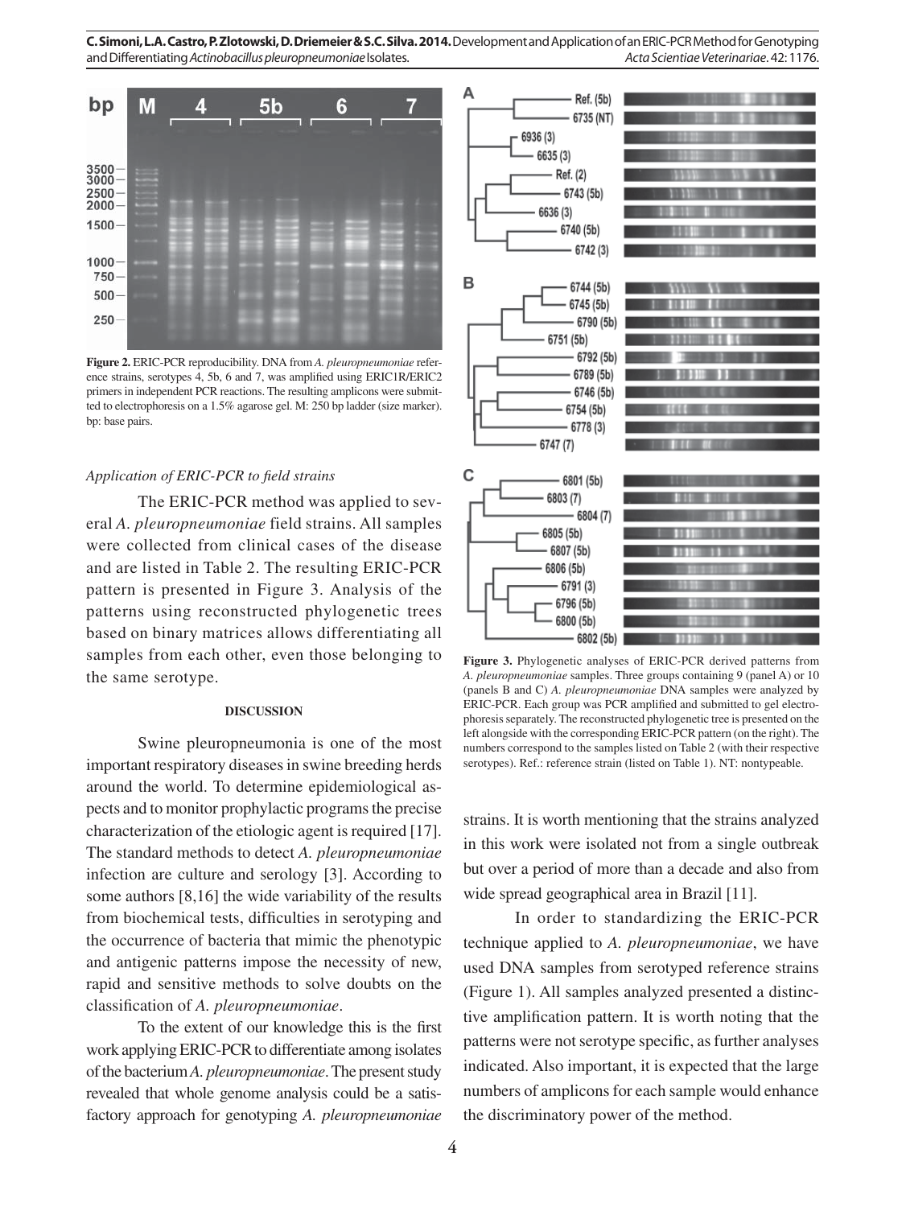**Figure 2.** ERIC-PCR reproducibility. DNA from *A. pleuropneumoniae* reference strains, serotypes 4, 5b, 6 and 7, was amplified using ERIC1R/ERIC2 primers in independent PCR reactions. The resulting amplicons were submitted to electrophoresis on a 1.5% agarose gel. M: 250 bp ladder (size marker). bp: base pairs.

**Figure 3.** Phylogenetic analyses of ERIC-PCR derived patterns from *A. pleuropneumoniae* samples. Three groups containing 9 (panel A) or 10 (panels B and C) *A. pleuropneumoniae* DNA samples were analyzed by ERIC-PCR. Each group was PCR amplified and submitted to gel electrophoresis separately. The reconstructed phylogenetic tree is presented on the left alongside with the corresponding ERIC-PCR pattern (on the right). The numbers correspond to the samples listed on Table 2 (with their respective serotypes). Ref.: reference strain (listed on Table 1). NT: nontypeable.

### *Application of ERIC-PCR to field strains*

The ERIC-PCR method was applied to several *A. pleuropneumoniae* field strains. All samples were collected from clinical cases of the disease and are listed in Table 2. The resulting ERIC-PCR pattern is presented in Figure 3. Analysis of the patterns using reconstructed phylogenetic trees based on binary matrices allows differentiating all samples from each other, even those belonging to the same serotype.

## DISCUSSION

Swine pleuropneumonia is one of the most important respiratory diseases in swine breeding herds around the world. To determine epidemiological aspects and to monitor prophylactic programs the precise characterization of the etiologic agent is required [17]. The standard methods to detect *A. pleuropneumoniae* infection are culture and serology [3]. According to some authors [8,16] the wide variability of the results from biochemical tests, difficulties in serotyping and the occurrence of bacteria that mimic the phenotypic and antigenic patterns impose the necessity of new, rapid and sensitive methods to solve doubts on the classification of *A. pleuropneumoniae*.

To the extent of our knowledge this is the first work applying ERIC-PCR to differentiate among isolates of the bacterium *A. pleuropneumoniae*. The present study revealed that whole genome analysis could be a satisfactory approach for genotyping *A. pleuropneumoniae* strains. It is worth mentioning that the strains analyzed in this work were isolated not from a single outbreak but over a period of more than a decade and also from wide spread geographical area in Brazil [11].

In order to standardizing the ERIC-PCR technique applied to *A. pleuropneumoniae*, we have used DNA samples from serotyped reference strains (Figure 1). All samples analyzed presented a distinctive amplification pattern. It is worth noting that the patterns were not serotype specific, as further analyses indicated. Also important, it is expected that the large numbers of amplicons for each sample would enhance the discriminatory power of the method.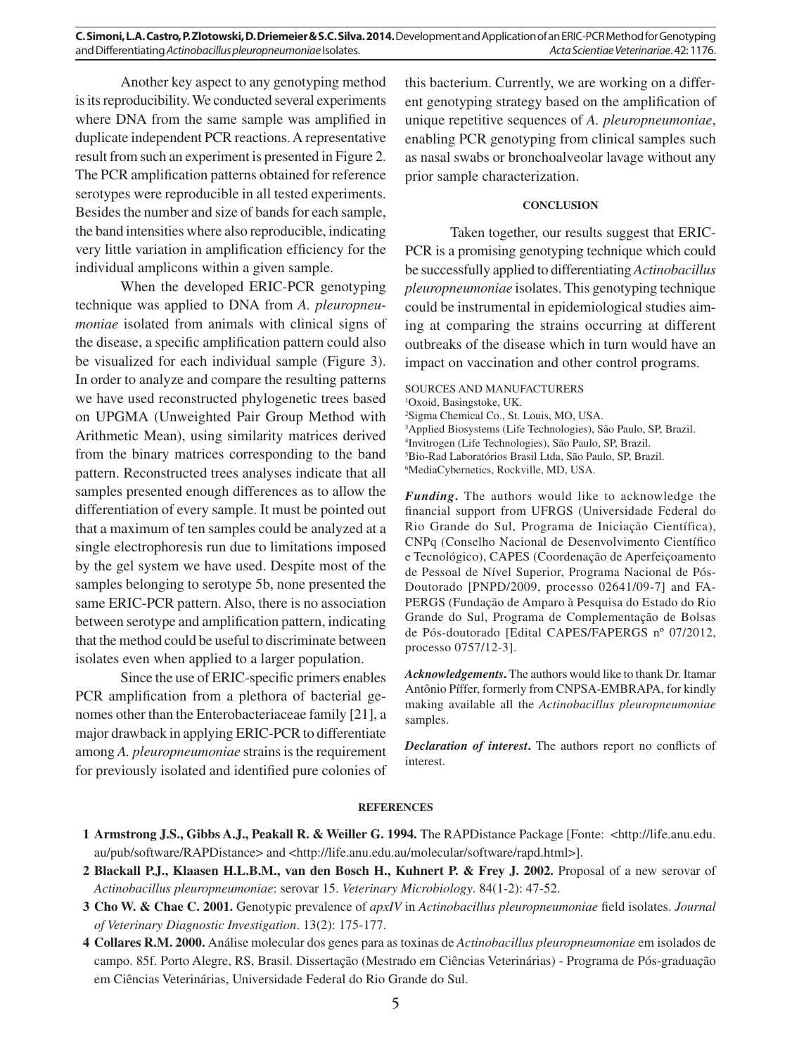Another key aspect to any genotyping method is its reproducibility. We conducted several experiments where DNA from the same sample was amplified in duplicate independent PCR reactions. A representative result from such an experiment is presented in Figure 2. The PCR amplification patterns obtained for reference serotypes were reproducible in all tested experiments. Besides the number and size of bands for each sample, the band intensities where also reproducible, indicating very little variation in amplification efficiency for the individual amplicons within a given sample.

When the developed ERIC-PCR genotyping technique was applied to DNA from *A. pleuropneumoniae* isolated from animals with clinical signs of the disease, a specific amplification pattern could also be visualized for each individual sample (Figure 3). In order to analyze and compare the resulting patterns we have used reconstructed phylogenetic trees based on UPGMA (Unweighted Pair Group Method with Arithmetic Mean), using similarity matrices derived from the binary matrices corresponding to the band pattern. Reconstructed trees analyses indicate that all samples presented enough differences as to allow the differentiation of every sample. It must be pointed out that a maximum of ten samples could be analyzed at a single electrophoresis run due to limitations imposed by the gel system we have used. Despite most of the samples belonging to serotype 5b, none presented the same ERIC-PCR pattern. Also, there is no association between serotype and amplification pattern, indicating that the method could be useful to discriminate between isolates even when applied to a larger population.

Since the use of ERIC-specific primers enables PCR amplification from a plethora of bacterial genomes other than the Enterobacteriaceae family [21], a major drawback in applying ERIC-PCR to differentiate among *A. pleuropneumoniae* strains is the requirement for previously isolated and identified pure colonies of this bacterium. Currently, we are working on a different genotyping strategy based on the amplification of unique repetitive sequences of *A. pleuropneumoniae*, enabling PCR genotyping from clinical samples such as nasal swabs or bronchoalveolar lavage without any prior sample characterization.

## CONCLUSION

Taken together, our results suggest that ERIC-PCR is a promising genotyping technique which could be successfully applied to differentiating *Actinobacillus pleuropneumoniae* isolates. This genotyping technique could be instrumental in epidemiological studies aiming at comparing the strains occurring at different outbreaks of the disease which in turn would have an impact on vaccination and other control programs.

SOURCES AND MANUFACTURERS

[1]Oxoid, Basingstoke, UK.
[2]Sigma Chemical Co., St. Louis, MO, USA.
[3]Applied Biosystems (Life Technologies), São Paulo, SP, Brazil.
[4]Invitrogen (Life Technologies), São Paulo, SP, Brazil.
[5]Bio-Rad Laboratórios Brasil Ltda, São Paulo, SP, Brazil.
[6]MediaCybernetics, Rockville, MD, USA.

***Funding*.** The authors would like to acknowledge the financial support from UFRGS (Universidade Federal do Rio Grande do Sul, Programa de Iniciação Científica), CNPq (Conselho Nacional de Desenvolvimento Científico e Tecnológico), CAPES (Coordenação de Aperfeiçoamento de Pessoal de Nível Superior, Programa Nacional de Pós-Doutorado [PNPD/2009, processo 02641/09-7] and FAPERGS (Fundação de Amparo à Pesquisa do Estado do Rio Grande do Sul, Programa de Complementação de Bolsas de Pós-doutorado [Edital CAPES/FAPERGS nº 07/2012, processo 0757/12-3].

***Acknowledgements*.** The authors would like to thank Dr. Itamar Antônio Píffer, formerly from CNPSA-EMBRAPA, for kindly making available all the *Actinobacillus pleuropneumoniae* samples.

***Declaration of interest*.** The authors report no conflicts of interest.

## REFERENCES

**1 Armstrong J.S., Gibbs A.J., Peakall R. & Weiller G. 1994.** The RAPDistance Package [Fonte: <http://life.anu.edu.au/pub/software/RAPDistance> and <http://life.anu.edu.au/molecular/software/rapd.html>].

**2 Blackall P.J., Klaasen H.L.B.M., van den Bosch H., Kuhnert P. & Frey J. 2002.** Proposal of a new serovar of *Actinobacillus pleuropneumoniae*: serovar 15. *Veterinary Microbiology*. 84(1-2): 47-52.

**3 Cho W. & Chae C. 2001.** Genotypic prevalence of *apxIV* in *Actinobacillus pleuropneumoniae* field isolates. *Journal of Veterinary Diagnostic Investigation*. 13(2): 175-177.

**4 Collares R.M. 2000.** Análise molecular dos genes para as toxinas de *Actinobacillus pleuropneumoniae* em isolados de campo. 85f. Porto Alegre, RS, Brasil. Dissertação (Mestrado em Ciências Veterinárias) - Programa de Pós-graduação em Ciências Veterinárias, Universidade Federal do Rio Grande do Sul.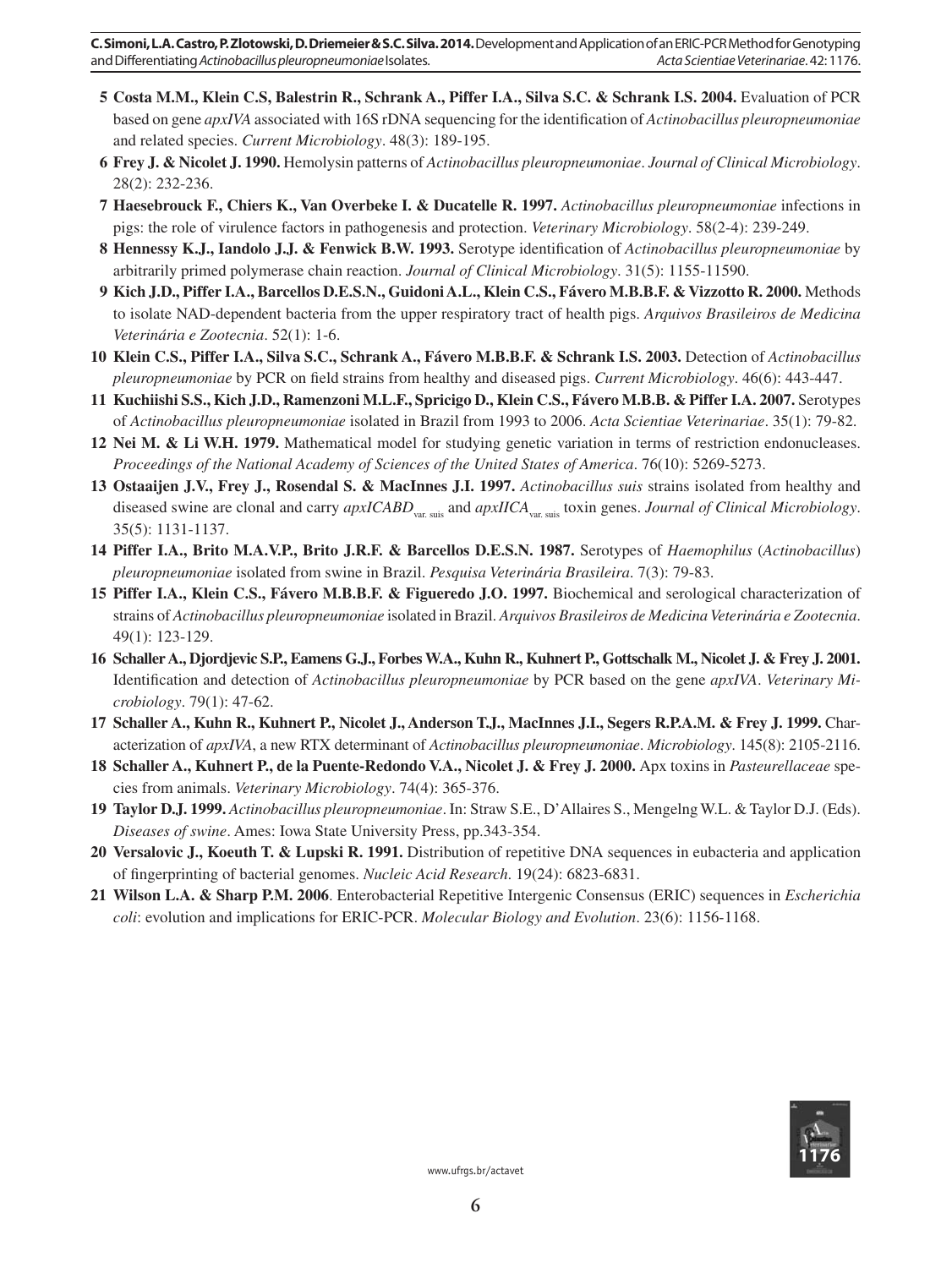5 **Costa M.M., Klein C.S, Balestrin R., Schrank A., Piffer I.A., Silva S.C. & Schrank I.S. 2004.** Evaluation of PCR based on gene *apxIVA* associated with 16S rDNA sequencing for the identification of *Actinobacillus pleuropneumoniae* and related species. *Current Microbiology*. 48(3): 189-195.

6 **Frey J. & Nicolet J. 1990.** Hemolysin patterns of *Actinobacillus pleuropneumoniae*. *Journal of Clinical Microbiology*. 28(2): 232-236.

7 **Haesebrouck F., Chiers K., Van Overbeke I. & Ducatelle R. 1997.** *Actinobacillus pleuropneumoniae* infections in pigs: the role of virulence factors in pathogenesis and protection. *Veterinary Microbiology*. 58(2-4): 239-249.

8 **Hennessy K.J., Iandolo J.J. & Fenwick B.W. 1993.** Serotype identification of *Actinobacillus pleuropneumoniae* by arbitrarily primed polymerase chain reaction. *Journal of Clinical Microbiology*. 31(5): 1155-11590.

9 **Kich J.D., Piffer I.A., Barcellos D.E.S.N., Guidoni A.L., Klein C.S., Fávero M.B.B.F. & Vizzotto R. 2000.** Methods to isolate NAD-dependent bacteria from the upper respiratory tract of health pigs. *Arquivos Brasileiros de Medicina Veterinária e Zootecnia*. 52(1): 1-6.

10 **Klein C.S., Piffer I.A., Silva S.C., Schrank A., Fávero M.B.B.F. & Schrank I.S. 2003.** Detection of *Actinobacillus pleuropneumoniae* by PCR on field strains from healthy and diseased pigs. *Current Microbiology*. 46(6): 443-447.

11 **Kuchiishi S.S., Kich J.D., Ramenzoni M.L.F., Spricigo D., Klein C.S., Fávero M.B.B. & Piffer I.A. 2007.** Serotypes of *Actinobacillus pleuropneumoniae* isolated in Brazil from 1993 to 2006. *Acta Scientiae Veterinariae*. 35(1): 79-82.

12 **Nei M. & Li W.H. 1979.** Mathematical model for studying genetic variation in terms of restriction endonucleases. *Proceedings of the National Academy of Sciences of the United States of America*. 76(10): 5269-5273.

13 **Ostaaijen J.V., Frey J., Rosendal S. & MacInnes J.I. 1997.** *Actinobacillus suis* strains isolated from healthy and diseased swine are clonal and carry $apxICABD_{\text{var. suis}}$ and $apxIICA_{\text{var. suis}}$ toxin genes. *Journal of Clinical Microbiology*. 35(5): 1131-1137.

14 **Piffer I.A., Brito M.A.V.P., Brito J.R.F. & Barcellos D.E.S.N. 1987.** Serotypes of *Haemophilus* (*Actinobacillus*) *pleuropneumoniae* isolated from swine in Brazil. *Pesquisa Veterinária Brasileira*. 7(3): 79-83.

15 **Piffer I.A., Klein C.S., Fávero M.B.B.F. & Figueredo J.O. 1997.** Biochemical and serological characterization of strains of *Actinobacillus pleuropneumoniae* isolated in Brazil. *Arquivos Brasileiros de Medicina Veterinária e Zootecnia*. 49(1): 123-129.

16 **Schaller A., Djordjevic S.P., Eamens G.J., Forbes W.A., Kuhn R., Kuhnert P., Gottschalk M., Nicolet J. & Frey J. 2001.** Identification and detection of *Actinobacillus pleuropneumoniae* by PCR based on the gene *apxIVA*. *Veterinary Microbiology*. 79(1): 47-62.

17 **Schaller A., Kuhn R., Kuhnert P., Nicolet J., Anderson T.J., MacInnes J.I., Segers R.P.A.M. & Frey J. 1999.** Characterization of *apxIVA*, a new RTX determinant of *Actinobacillus pleuropneumoniae*. *Microbiology*. 145(8): 2105-2116.

18 **Schaller A., Kuhnert P., de la Puente-Redondo V.A., Nicolet J. & Frey J. 2000.** Apx toxins in *Pasteurellaceae* species from animals. *Veterinary Microbiology*. 74(4): 365-376.

19 **Taylor D.J. 1999.** *Actinobacillus pleuropneumoniae*. In: Straw S.E., D'Allaires S., Mengelng W.L. & Taylor D.J. (Eds). *Diseases of swine*. Ames: Iowa State University Press, pp.343-354.

20 **Versalovic J., Koeuth T. & Lupski R. 1991.** Distribution of repetitive DNA sequences in eubacteria and application of fingerprinting of bacterial genomes. *Nucleic Acid Research*. 19(24): 6823-6831.

21 **Wilson L.A. & Sharp P.M. 2006**. Enterobacterial Repetitive Intergenic Consensus (ERIC) sequences in *Escherichia coli*: evolution and implications for ERIC-PCR. *Molecular Biology and Evolution*. 23(6): 1156-1168.